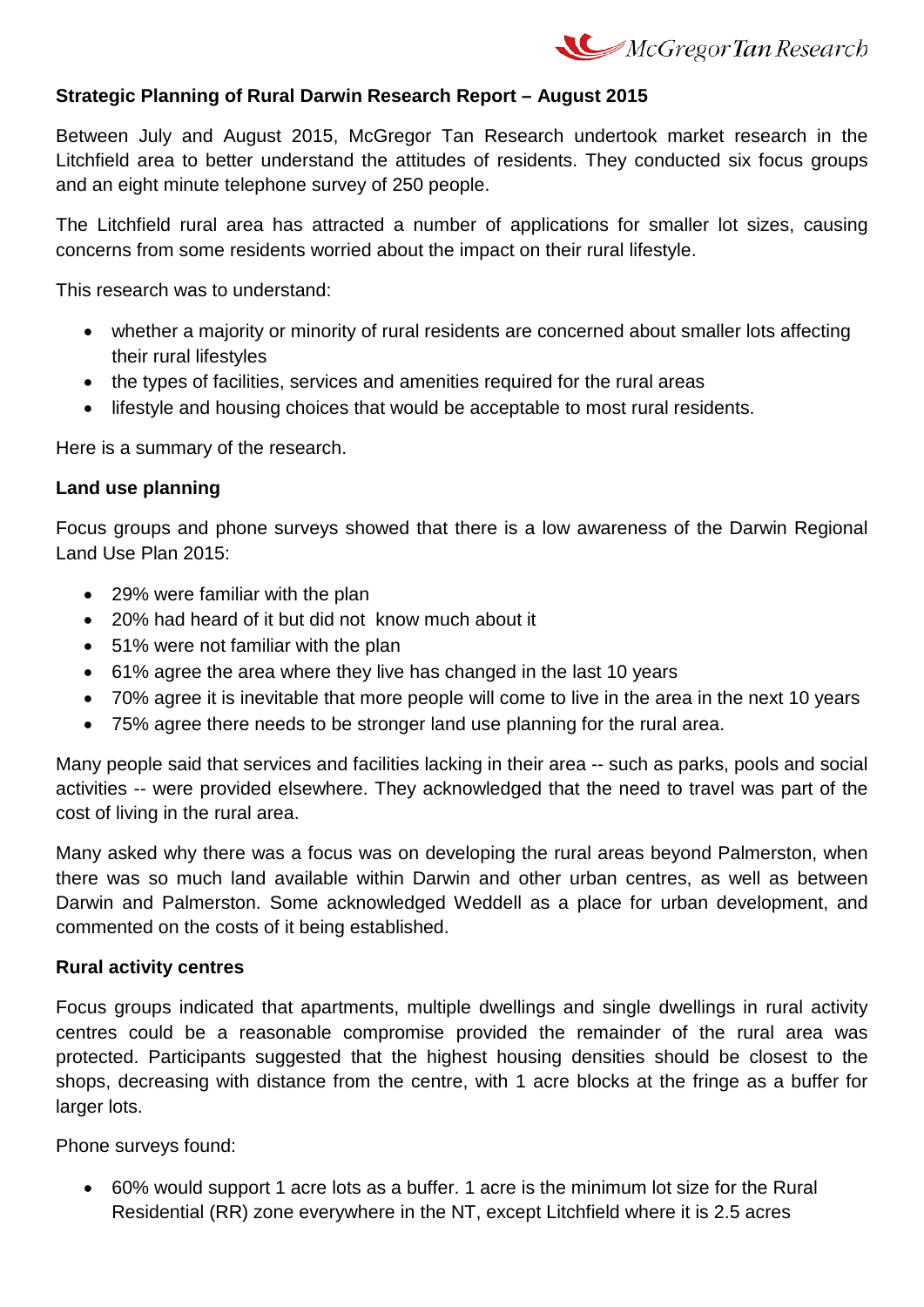**Strategic Planning of Rural Darwin Research Report – August 2015**

Between July and August 2015, McGregor Tan Research undertook market research in the Litchfield area to better understand the attitudes of residents. They conducted six focus groups and an eight minute telephone survey of 250 people.

The Litchfield rural area has attracted a number of applications for smaller lot sizes, causing concerns from some residents worried about the impact on their rural lifestyle.

This research was to understand:

- whether a majority or minority of rural residents are concerned about smaller lots affecting their rural lifestyles
- the types of facilities, services and amenities required for the rural areas
- lifestyle and housing choices that would be acceptable to most rural residents.

Here is a summary of the research.

**Land use planning**

Focus groups and phone surveys showed that there is a low awareness of the Darwin Regional Land Use Plan 2015:

- 29% were familiar with the plan
- 20% had heard of it but did not know much about it
- 51% were not familiar with the plan
- 61% agree the area where they live has changed in the last 10 years
- 70% agree it is inevitable that more people will come to live in the area in the next 10 years
- 75% agree there needs to be stronger land use planning for the rural area.

Many people said that services and facilities lacking in their area -- such as parks, pools and social activities -- were provided elsewhere. They acknowledged that the need to travel was part of the cost of living in the rural area.

Many asked why there was a focus was on developing the rural areas beyond Palmerston, when there was so much land available within Darwin and other urban centres, as well as between Darwin and Palmerston. Some acknowledged Weddell as a place for urban development, and commented on the costs of it being established.

**Rural activity centres**

Focus groups indicated that apartments, multiple dwellings and single dwellings in rural activity centres could be a reasonable compromise provided the remainder of the rural area was protected. Participants suggested that the highest housing densities should be closest to the shops, decreasing with distance from the centre, with 1 acre blocks at the fringe as a buffer for larger lots.

Phone surveys found:

- 60% would support 1 acre lots as a buffer. 1 acre is the minimum lot size for the Rural Residential (RR) zone everywhere in the NT, except Litchfield where it is 2.5 acres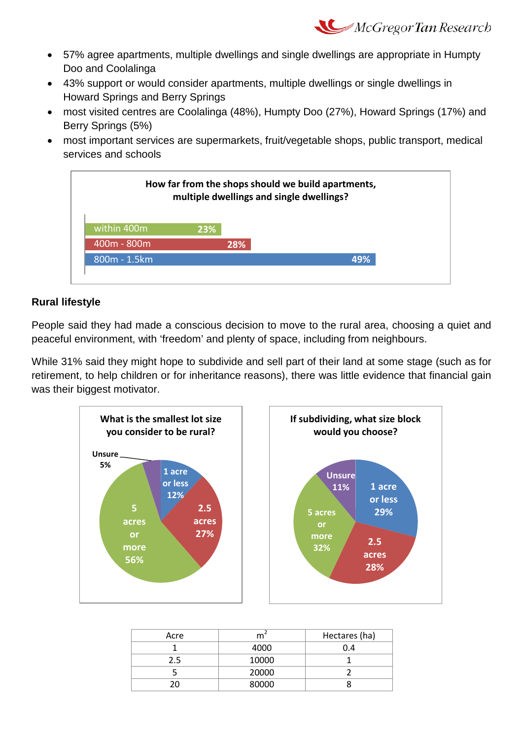- 57% agree apartments, multiple dwellings and single dwellings are appropriate in Humpty Doo and Coolalinga
- 43% support or would consider apartments, multiple dwellings or single dwellings in Howard Springs and Berry Springs
- most visited centres are Coolalinga (48%), Humpty Doo (27%), Howard Springs (17%) and Berry Springs (5%)
- most important services are supermarkets, fruit/vegetable shops, public transport, medical services and schools

**How far from the shops should we build apartments, multiple dwellings and single dwellings?**

within 400m 23%

400m - 800m 28%

800m - 1.5km 49%

### Rural lifestyle

People said they had made a conscious decision to move to the rural area, choosing a quiet and peaceful environment, with 'freedom' and plenty of space, including from neighbours.

While 31% said they might hope to subdivide and sell part of their land at some stage (such as for retirement, to help children or for inheritance reasons), there was little evidence that financial gain was their biggest motivator.

**What is the smallest lot size you consider to be rural?**

Unsure 5%

1 acre or less 12%

2.5 acres 27%

5 acres or more 56%

**If subdividing, what size block would you choose?**

Unsure 11%

1 acre or less 29%

2.5 acres 28%

5 acres or more 32%

| Acre | $m^2$ | Hectares (ha) |
|---|---|---|
| 1 | 4000 | 0.4 |
| 2.5 | 10000 | 1 |
| 5 | 20000 | 2 |
| 20 | 80000 | 8 |